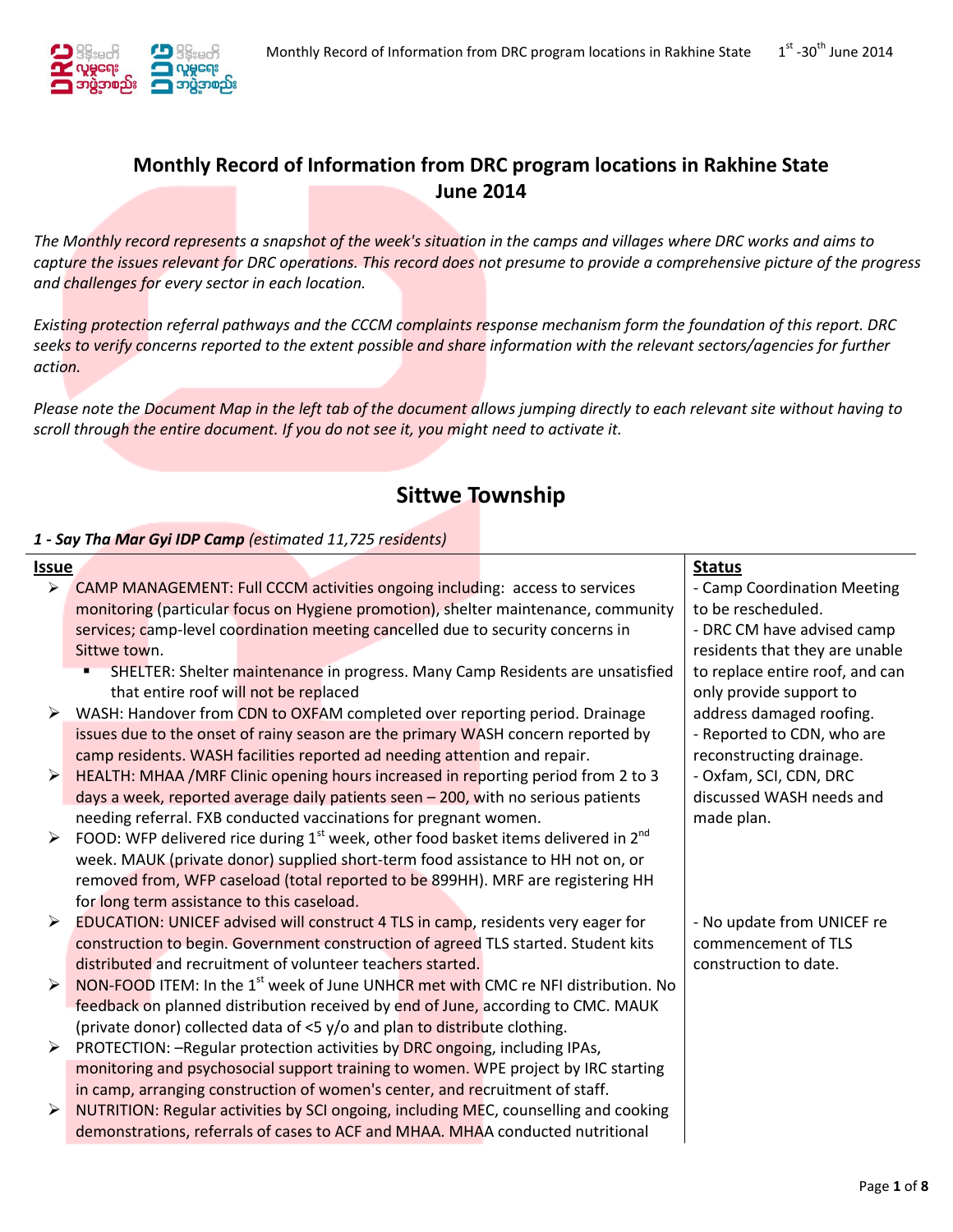# Monthly Record of Information from DRC program locations in Rakhine State
# June 2014

*The Monthly record represents a snapshot of the week's situation in the camps and villages where DRC works and aims to capture the issues relevant for DRC operations. This record does not presume to provide a comprehensive picture of the progress and challenges for every sector in each location.*

*Existing protection referral pathways and the CCCM complaints response mechanism form the foundation of this report. DRC seeks to verify concerns reported to the extent possible and share information with the relevant sectors/agencies for further action.*

*Please note the Document Map in the left tab of the document allows jumping directly to each relevant site without having to scroll through the entire document. If you do not see it, you might need to activate it.*

## Sittwe Township

### *1 - Say Tha Mar Gyi IDP Camp* (estimated 11,725 residents)

| Issue | Status |
|---|---|
| ➢ CAMP MANAGEMENT: Full CCCM activities ongoing including: access to services monitoring (particular focus on Hygiene promotion), shelter maintenance, community services; camp-level coordination meeting cancelled due to security concerns in Sittwe town.<br>▪ SHELTER: Shelter maintenance in progress. Many Camp Residents are unsatisfied that entire roof will not be replaced | - Camp Coordination Meeting to be rescheduled.<br>- DRC CM have advised camp residents that they are unable to replace entire roof, and can only provide support to address damaged roofing. |
| ➢ WASH: Handover from CDN to OXFAM completed over reporting period. Drainage issues due to the onset of rainy season are the primary WASH concern reported by camp residents. WASH facilities reported ad needing attention and repair. | - Reported to CDN, who are reconstructing drainage.<br>- Oxfam, SCI, CDN, DRC discussed WASH needs and made plan. |
| ➢ HEALTH: MHAA /MRF Clinic opening hours increased in reporting period from 2 to 3 days a week, reported average daily patients seen – 200, with no serious patients needing referral. FXB conducted vaccinations for pregnant women. | |
| ➢ FOOD: WFP delivered rice during 1st week, other food basket items delivered in 2nd week. MAUK (private donor) supplied short-term food assistance to HH not on, or removed from, WFP caseload (total reported to be 899HH). MRF are registering HH for long term assistance to this caseload. | |
| ➢ EDUCATION: UNICEF advised will construct 4 TLS in camp, residents very eager for construction to begin. Government construction of agreed TLS started. Student kits distributed and recruitment of volunteer teachers started. | - No update from UNICEF re commencement of TLS construction to date. |
| ➢ NON-FOOD ITEM: In the 1st week of June UNHCR met with CMC re NFI distribution. No feedback on planned distribution received by end of June, according to CMC. MAUK (private donor) collected data of <5 y/o and plan to distribute clothing. | |
| ➢ PROTECTION: –Regular protection activities by DRC ongoing, including IPAs, monitoring and psychosocial support training to women. WPE project by IRC starting in camp, arranging construction of women's center, and recruitment of staff. | |
| ➢ NUTRITION: Regular activities by SCI ongoing, including MEC, counselling and cooking demonstrations, referrals of cases to ACF and MHAA. MHAA conducted nutritional | |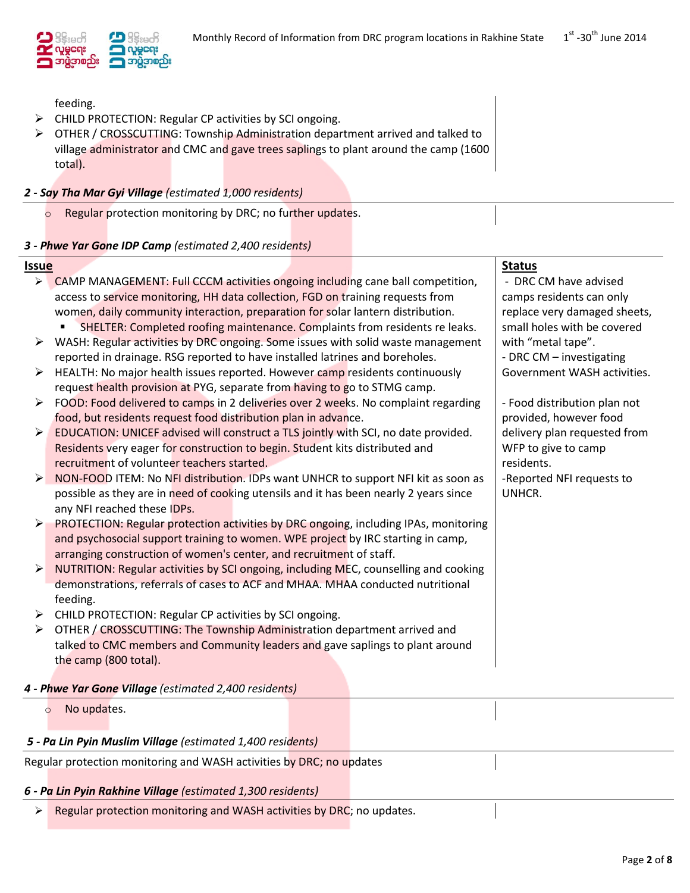feeding.
- CHILD PROTECTION: Regular CP activities by SCI ongoing.
- OTHER / CROSSCUTTING: Township Administration department arrived and talked to village administrator and CMC and gave trees saplings to plant around the camp (1600 total).

***2 - Say Tha Mar Gyi Village** (estimated 1,000 residents)*

- Regular protection monitoring by DRC; no further updates.

***3 - Phwe Yar Gone IDP Camp** (estimated 2,400 residents)*

| Issue | Status |
|---|---|
| ➢ CAMP MANAGEMENT: Full CCCM activities ongoing including cane ball competition, access to service monitoring, HH data collection, FGD on training requests from women, daily community interaction, preparation for solar lantern distribution.<br>▪ SHELTER: Completed roofing maintenance. Complaints from residents re leaks.<br>➢ WASH: Regular activities by DRC ongoing. Some issues with solid waste management reported in drainage. RSG reported to have installed latrines and boreholes.<br>➢ HEALTH: No major health issues reported. However camp residents continuously request health provision at PYG, separate from having to go to STMG camp.<br>➢ FOOD: Food delivered to camps in 2 deliveries over 2 weeks. No complaint regarding food, but residents request food distribution plan in advance.<br>➢ EDUCATION: UNICEF advised will construct a TLS jointly with SCI, no date provided. Residents very eager for construction to begin. Student kits distributed and recruitment of volunteer teachers started.<br>➢ NON-FOOD ITEM: No NFI distribution. IDPs want UNHCR to support NFI kit as soon as possible as they are in need of cooking utensils and it has been nearly 2 years since any NFI reached these IDPs.<br>➢ PROTECTION: Regular protection activities by DRC ongoing, including IPAs, monitoring and psychosocial support training to women. WPE project by IRC starting in camp, arranging construction of women's center, and recruitment of staff.<br>➢ NUTRITION: Regular activities by SCI ongoing, including MEC, counselling and cooking demonstrations, referrals of cases to ACF and MHAA. MHAA conducted nutritional feeding.<br>➢ CHILD PROTECTION: Regular CP activities by SCI ongoing.<br>➢ OTHER / CROSSCUTTING: The Township Administration department arrived and talked to CMC members and Community leaders and gave saplings to plant around the camp (800 total). | - DRC CM have advised camps residents can only replace very damaged sheets, small holes with be covered with "metal tape".<br>- DRC CM – investigating Government WASH activities.<br><br>- Food distribution plan not provided, however food delivery plan requested from WFP to give to camp residents.<br>-Reported NFI requests to UNHCR. |

***4 - Phwe Yar Gone Village** (estimated 2,400 residents)*

- No updates.

***5 - Pa Lin Pyin Muslim Village** (estimated 1,400 residents)*

Regular protection monitoring and WASH activities by DRC; no updates

***6 - Pa Lin Pyin Rakhine Village** (estimated 1,300 residents)*

- Regular protection monitoring and WASH activities by DRC; no updates.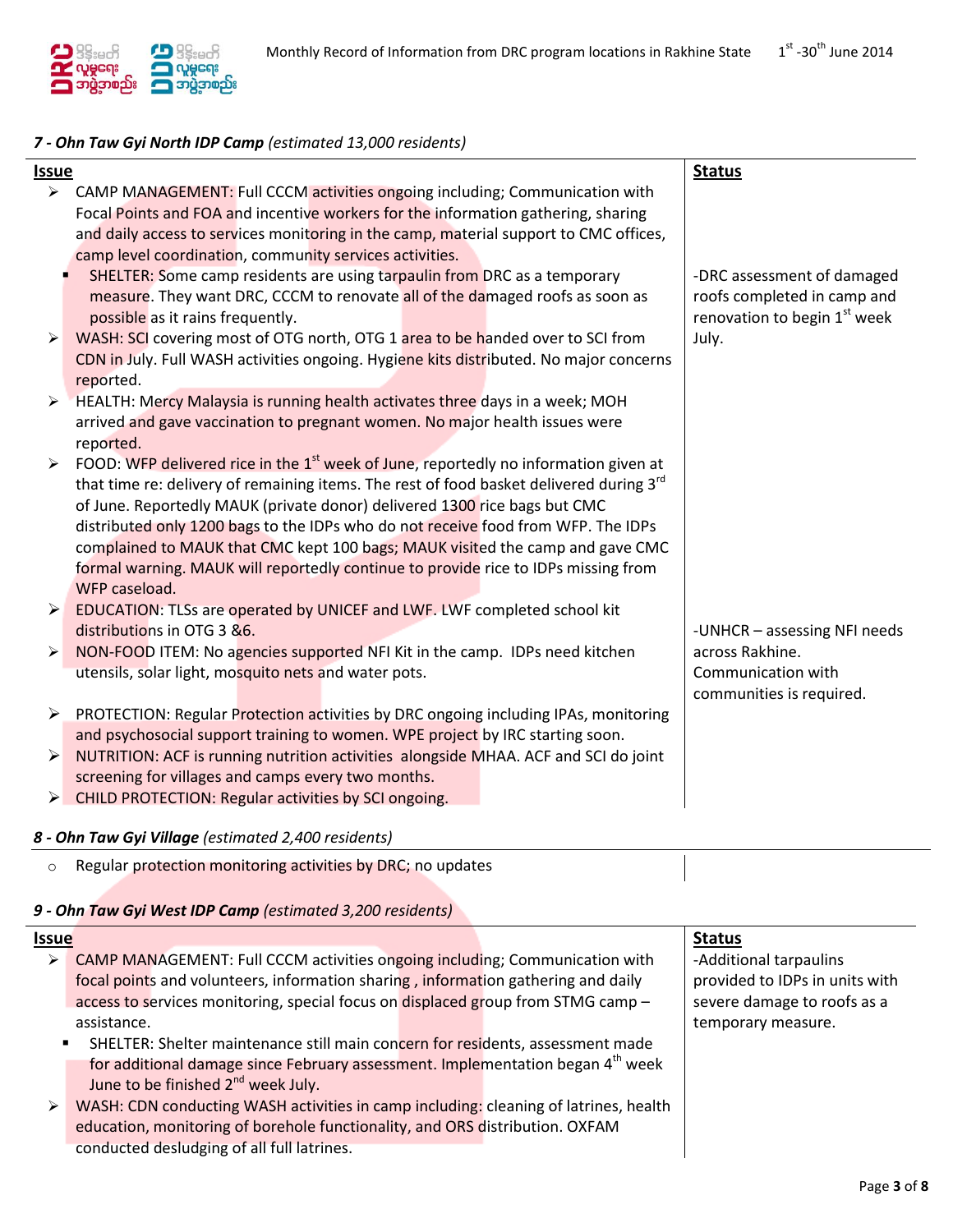### *7 - Ohn Taw Gyi North IDP Camp (estimated 13,000 residents)*

| Issue | Status |
|---|---|
| ➢ CAMP MANAGEMENT: Full CCCM activities ongoing including; Communication with Focal Points and FOA and incentive workers for the information gathering, sharing and daily access to services monitoring in the camp, material support to CMC offices, camp level coordination, community services activities. | |
| ▪ SHELTER: Some camp residents are using tarpaulin from DRC as a temporary measure. They want DRC, CCCM to renovate all of the damaged roofs as soon as possible as it rains frequently. | -DRC assessment of damaged roofs completed in camp and renovation to begin 1st week July. |
| ➢ WASH: SCI covering most of OTG north, OTG 1 area to be handed over to SCI from CDN in July. Full WASH activities ongoing. Hygiene kits distributed. No major concerns reported. | |
| ➢ HEALTH: Mercy Malaysia is running health activates three days in a week; MOH arrived and gave vaccination to pregnant women. No major health issues were reported. | |
| ➢ FOOD: WFP delivered rice in the 1st week of June, reportedly no information given at that time re: delivery of remaining items. The rest of food basket delivered during 3rd of June. Reportedly MAUK (private donor) delivered 1300 rice bags but CMC distributed only 1200 bags to the IDPs who do not receive food from WFP. The IDPs complained to MAUK that CMC kept 100 bags; MAUK visited the camp and gave CMC formal warning. MAUK will reportedly continue to provide rice to IDPs missing from WFP caseload. | |
| ➢ EDUCATION: TLSs are operated by UNICEF and LWF. LWF completed school kit distributions in OTG 3 &6. | |
| ➢ NON-FOOD ITEM: No agencies supported NFI Kit in the camp. IDPs need kitchen utensils, solar light, mosquito nets and water pots. | -UNHCR – assessing NFI needs across Rakhine. Communication with communities is required. |
| ➢ PROTECTION: Regular Protection activities by DRC ongoing including IPAs, monitoring and psychosocial support training to women. WPE project by IRC starting soon. | |
| ➢ NUTRITION: ACF is running nutrition activities alongside MHAA. ACF and SCI do joint screening for villages and camps every two months. | |
| ➢ CHILD PROTECTION: Regular activities by SCI ongoing. | |

### *8 - Ohn Taw Gyi Village (estimated 2,400 residents)*

| | |
|---|---|
| ○ Regular protection monitoring activities by DRC; no updates | |

### *9 - Ohn Taw Gyi West IDP Camp (estimated 3,200 residents)*

| Issue | Status |
|---|---|
| ➢ CAMP MANAGEMENT: Full CCCM activities ongoing including; Communication with focal points and volunteers, information sharing , information gathering and daily access to services monitoring, special focus on displaced group from STMG camp – assistance. | -Additional tarpaulins provided to IDPs in units with severe damage to roofs as a temporary measure. |
| ▪ SHELTER: Shelter maintenance still main concern for residents, assessment made for additional damage since February assessment. Implementation began 4th week June to be finished 2nd week July. | |
| ➢ WASH: CDN conducting WASH activities in camp including: cleaning of latrines, health education, monitoring of borehole functionality, and ORS distribution. OXFAM conducted desludging of all full latrines. | |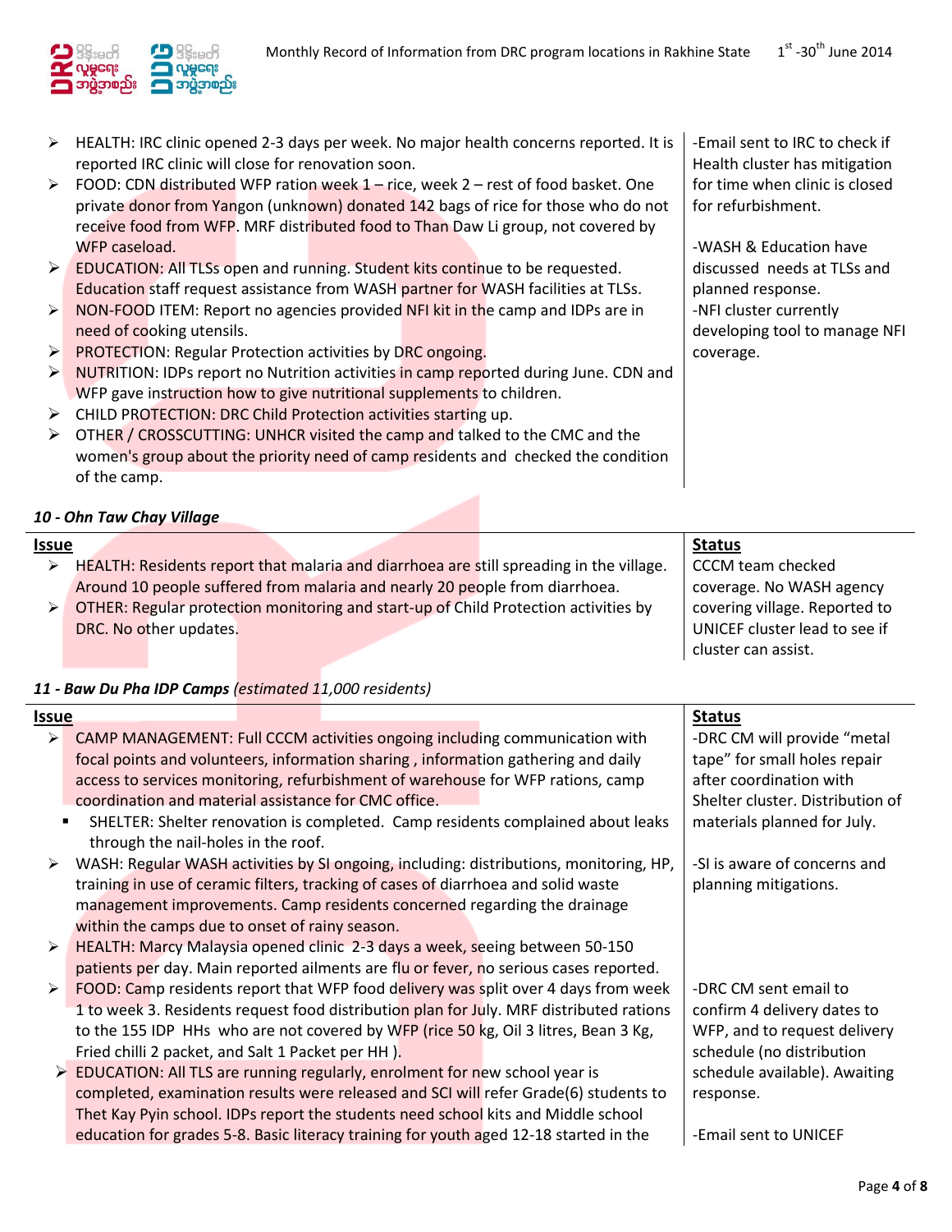| Issue | Status |
|---|---|
| ➢ HEALTH: IRC clinic opened 2-3 days per week. No major health concerns reported. It is reported IRC clinic will close for renovation soon.<br>➢ FOOD: CDN distributed WFP ration week 1 – rice, week 2 – rest of food basket. One private donor from Yangon (unknown) donated 142 bags of rice for those who do not receive food from WFP. MRF distributed food to Than Daw Li group, not covered by WFP caseload.<br>➢ EDUCATION: All TLSs open and running. Student kits continue to be requested. Education staff request assistance from WASH partner for WASH facilities at TLSs.<br>➢ NON-FOOD ITEM: Report no agencies provided NFI kit in the camp and IDPs are in need of cooking utensils.<br>➢ PROTECTION: Regular Protection activities by DRC ongoing.<br>➢ NUTRITION: IDPs report no Nutrition activities in camp reported during June. CDN and WFP gave instruction how to give nutritional supplements to children.<br>➢ CHILD PROTECTION: DRC Child Protection activities starting up.<br>➢ OTHER / CROSSCUTTING: UNHCR visited the camp and talked to the CMC and the women's group about the priority need of camp residents and checked the condition of the camp. | -Email sent to IRC to check if Health cluster has mitigation for time when clinic is closed for refurbishment.<br><br>-WASH & Education have discussed needs at TLSs and planned response.<br>-NFI cluster currently developing tool to manage NFI coverage. |

*10 - Ohn Taw Chay Village*

| Issue | Status |
|---|---|
| ➢ HEALTH: Residents report that malaria and diarrhoea are still spreading in the village. Around 10 people suffered from malaria and nearly 20 people from diarrhoea.<br>➢ OTHER: Regular protection monitoring and start-up of Child Protection activities by DRC. No other updates. | CCCM team checked coverage. No WASH agency covering village. Reported to UNICEF cluster lead to see if cluster can assist. |

***11 - Baw Du Pha IDP Camps*** *(estimated 11,000 residents)*

| Issue | Status |
|---|---|
| ➢ CAMP MANAGEMENT: Full CCCM activities ongoing including communication with focal points and volunteers, information sharing , information gathering and daily access to services monitoring, refurbishment of warehouse for WFP rations, camp coordination and material assistance for CMC office.<br>▪ SHELTER: Shelter renovation is completed. Camp residents complained about leaks through the nail-holes in the roof. | -DRC CM will provide "metal tape" for small holes repair after coordination with Shelter cluster. Distribution of materials planned for July. |
| ➢ WASH: Regular WASH activities by SI ongoing, including: distributions, monitoring, HP, training in use of ceramic filters, tracking of cases of diarrhoea and solid waste management improvements. Camp residents concerned regarding the drainage within the camps due to onset of rainy season.<br>➢ HEALTH: Marcy Malaysia opened clinic 2-3 days a week, seeing between 50-150 patients per day. Main reported ailments are flu or fever, no serious cases reported. | -SI is aware of concerns and planning mitigations. |
| ➢ FOOD: Camp residents report that WFP food delivery was split over 4 days from week 1 to week 3. Residents request food distribution plan for July. MRF distributed rations to the 155 IDP HHs who are not covered by WFP (rice 50 kg, Oil 3 litres, Bean 3 Kg, Fried chilli 2 packet, and Salt 1 Packet per HH ).<br>➢ EDUCATION: All TLS are running regularly, enrolment for new school year is completed, examination results were released and SCI will refer Grade(6) students to Thet Kay Pyin school. IDPs report the students need school kits and Middle school education for grades 5-8. Basic literacy training for youth aged 12-18 started in the | -DRC CM sent email to confirm 4 delivery dates to WFP, and to request delivery schedule (no distribution schedule available). Awaiting response.<br><br>-Email sent to UNICEF |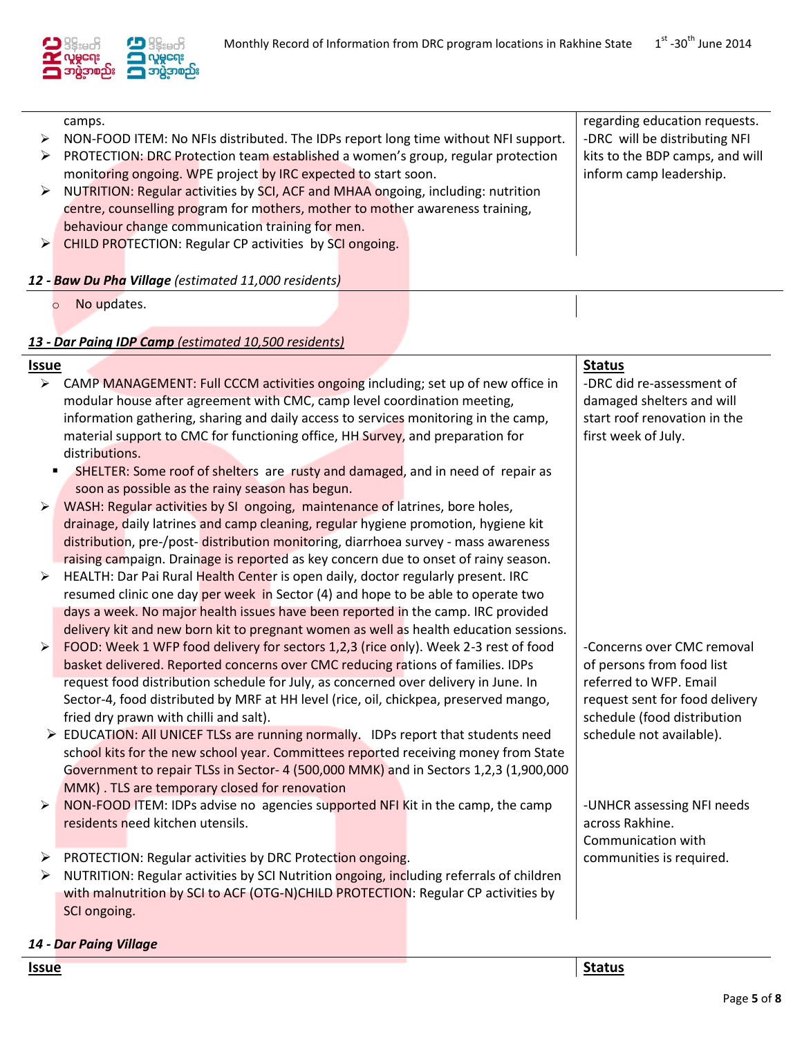| | |
|---|---|
| camps.<br>➢ NON-FOOD ITEM: No NFIs distributed. The IDPs report long time without NFI support.<br>➢ PROTECTION: DRC Protection team established a women's group, regular protection monitoring ongoing. WPE project by IRC expected to start soon.<br>➢ NUTRITION: Regular activities by SCI, ACF and MHAA ongoing, including: nutrition centre, counselling program for mothers, mother to mother awareness training, behaviour change communication training for men.<br>➢ CHILD PROTECTION: Regular CP activities by SCI ongoing. | regarding education requests.<br>-DRC will be distributing NFI kits to the BDP camps, and will inform camp leadership. |

***12 - Baw Du Pha Village** (estimated 11,000 residents)*

| | |
|---|---|
| ○ No updates. | |

***<u>13 - Dar Paing IDP Camp (estimated 10,500 residents)</u>***

| **<u>Issue</u>** | **<u>Status</u>** |
|---|---|
| ➢ CAMP MANAGEMENT: Full CCCM activities ongoing including; set up of new office in modular house after agreement with CMC, camp level coordination meeting, information gathering, sharing and daily access to services monitoring in the camp, material support to CMC for functioning office, HH Survey, and preparation for distributions.<br>▪ SHELTER: Some roof of shelters are rusty and damaged, and in need of repair as soon as possible as the rainy season has begun. | -DRC did re-assessment of damaged shelters and will start roof renovation in the first week of July. |
| ➢ WASH: Regular activities by SI ongoing, maintenance of latrines, bore holes, drainage, daily latrines and camp cleaning, regular hygiene promotion, hygiene kit distribution, pre-/post- distribution monitoring, diarrhoea survey - mass awareness raising campaign. Drainage is reported as key concern due to onset of rainy season. | |
| ➢ HEALTH: Dar Pai Rural Health Center is open daily, doctor regularly present. IRC resumed clinic one day per week in Sector (4) and hope to be able to operate two days a week. No major health issues have been reported in the camp. IRC provided delivery kit and new born kit to pregnant women as well as health education sessions. | |
| ➢ FOOD: Week 1 WFP food delivery for sectors 1,2,3 (rice only). Week 2-3 rest of food basket delivered. Reported concerns over CMC reducing rations of families. IDPs request food distribution schedule for July, as concerned over delivery in June. In Sector-4, food distributed by MRF at HH level (rice, oil, chickpea, preserved mango, fried dry prawn with chilli and salt). | -Concerns over CMC removal of persons from food list referred to WFP. Email request sent for food delivery schedule (food distribution schedule not available). |
| ➢ EDUCATION: All UNICEF TLSs are running normally. IDPs report that students need school kits for the new school year. Committees reported receiving money from State Government to repair TLSs in Sector- 4 (500,000 MMK) and in Sectors 1,2,3 (1,900,000 MMK) . TLS are temporary closed for renovation | |
| ➢ NON-FOOD ITEM: IDPs advise no agencies supported NFI Kit in the camp, the camp residents need kitchen utensils. | -UNHCR assessing NFI needs across Rakhine. Communication with communities is required. |
| ➢ PROTECTION: Regular activities by DRC Protection ongoing.<br>➢ NUTRITION: Regular activities by SCI Nutrition ongoing, including referrals of children with malnutrition by SCI to ACF (OTG-N)CHILD PROTECTION: Regular CP activities by SCI ongoing. | |

***14 - Dar Paing Village***

| **<u>Issue</u>** | **<u>Status</u>** |
|---|---|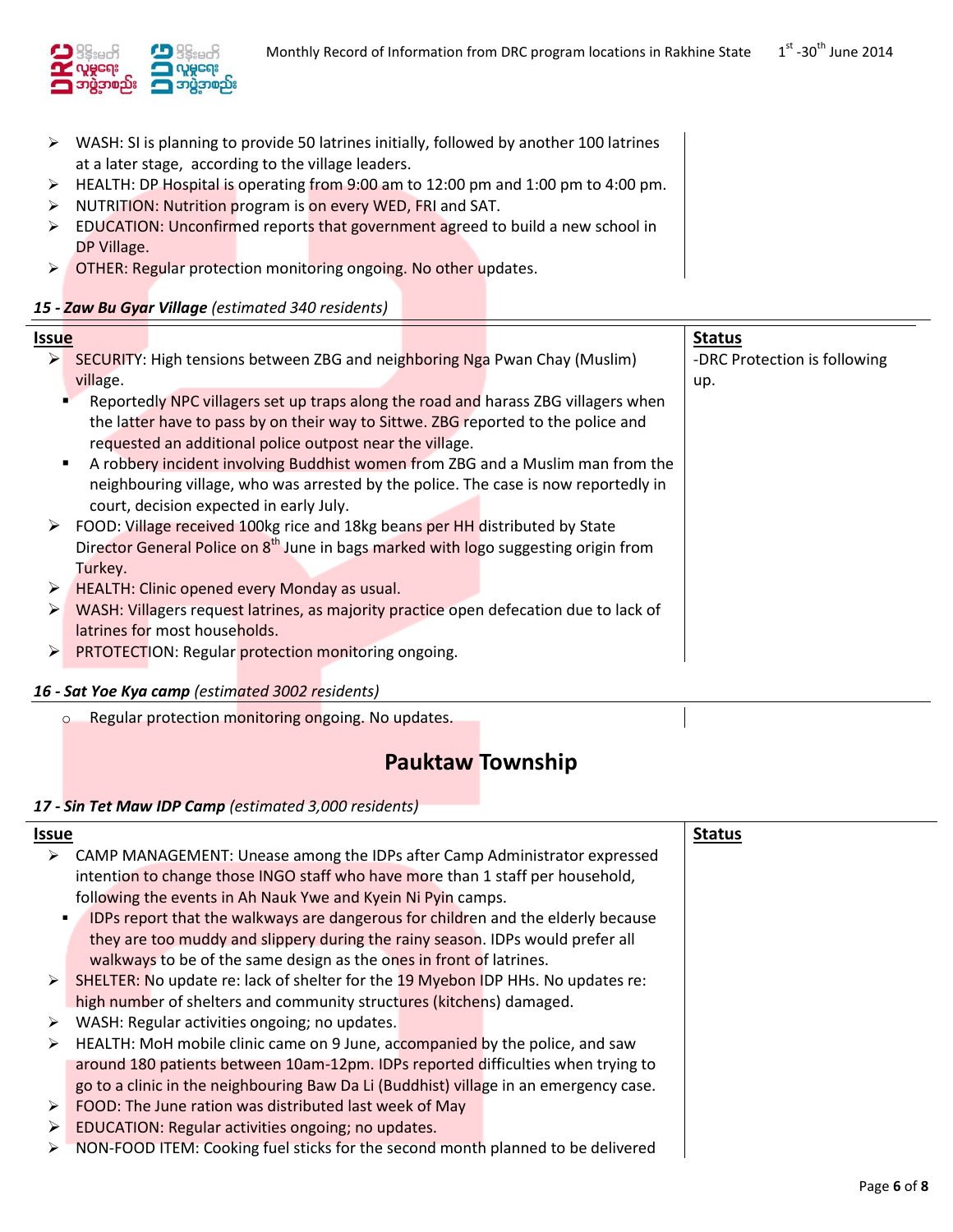- WASH: SI is planning to provide 50 latrines initially, followed by another 100 latrines at a later stage, according to the village leaders.
- HEALTH: DP Hospital is operating from 9:00 am to 12:00 pm and 1:00 pm to 4:00 pm.
- NUTRITION: Nutrition program is on every WED, FRI and SAT.
- EDUCATION: Unconfirmed reports that government agreed to build a new school in DP Village.
- OTHER: Regular protection monitoring ongoing. No other updates.

***15 - Zaw Bu Gyar Village*** *(estimated 340 residents)*

| Issue | Status |
|---|---|
| ➢ SECURITY: High tensions between ZBG and neighboring Nga Pwan Chay (Muslim) village.<br>▪ Reportedly NPC villagers set up traps along the road and harass ZBG villagers when the latter have to pass by on their way to Sittwe. ZBG reported to the police and requested an additional police outpost near the village.<br>▪ A robbery incident involving Buddhist women from ZBG and a Muslim man from the neighbouring village, who was arrested by the police. The case is now reportedly in court, decision expected in early July.<br>➢ FOOD: Village received 100kg rice and 18kg beans per HH distributed by State Director General Police on 8th June in bags marked with logo suggesting origin from Turkey.<br>➢ HEALTH: Clinic opened every Monday as usual.<br>➢ WASH: Villagers request latrines, as majority practice open defecation due to lack of latrines for most households.<br>➢ PRTOTECTION: Regular protection monitoring ongoing. | -DRC Protection is following up. |

***16 - Sat Yoe Kya camp*** *(estimated 3002 residents)*

- Regular protection monitoring ongoing. No updates.

## Pauktaw Township

***17 - Sin Tet Maw IDP Camp*** *(estimated 3,000 residents)*

| Issue | Status |
|---|---|
| ➢ CAMP MANAGEMENT: Unease among the IDPs after Camp Administrator expressed intention to change those INGO staff who have more than 1 staff per household, following the events in Ah Nauk Ywe and Kyein Ni Pyin camps.<br>▪ IDPs report that the walkways are dangerous for children and the elderly because they are too muddy and slippery during the rainy season. IDPs would prefer all walkways to be of the same design as the ones in front of latrines.<br>➢ SHELTER: No update re: lack of shelter for the 19 Myebon IDP HHs. No updates re: high number of shelters and community structures (kitchens) damaged.<br>➢ WASH: Regular activities ongoing; no updates.<br>➢ HEALTH: MoH mobile clinic came on 9 June, accompanied by the police, and saw around 180 patients between 10am-12pm. IDPs reported difficulties when trying to go to a clinic in the neighbouring Baw Da Li (Buddhist) village in an emergency case.<br>➢ FOOD: The June ration was distributed last week of May<br>➢ EDUCATION: Regular activities ongoing; no updates.<br>➢ NON-FOOD ITEM: Cooking fuel sticks for the second month planned to be delivered | |